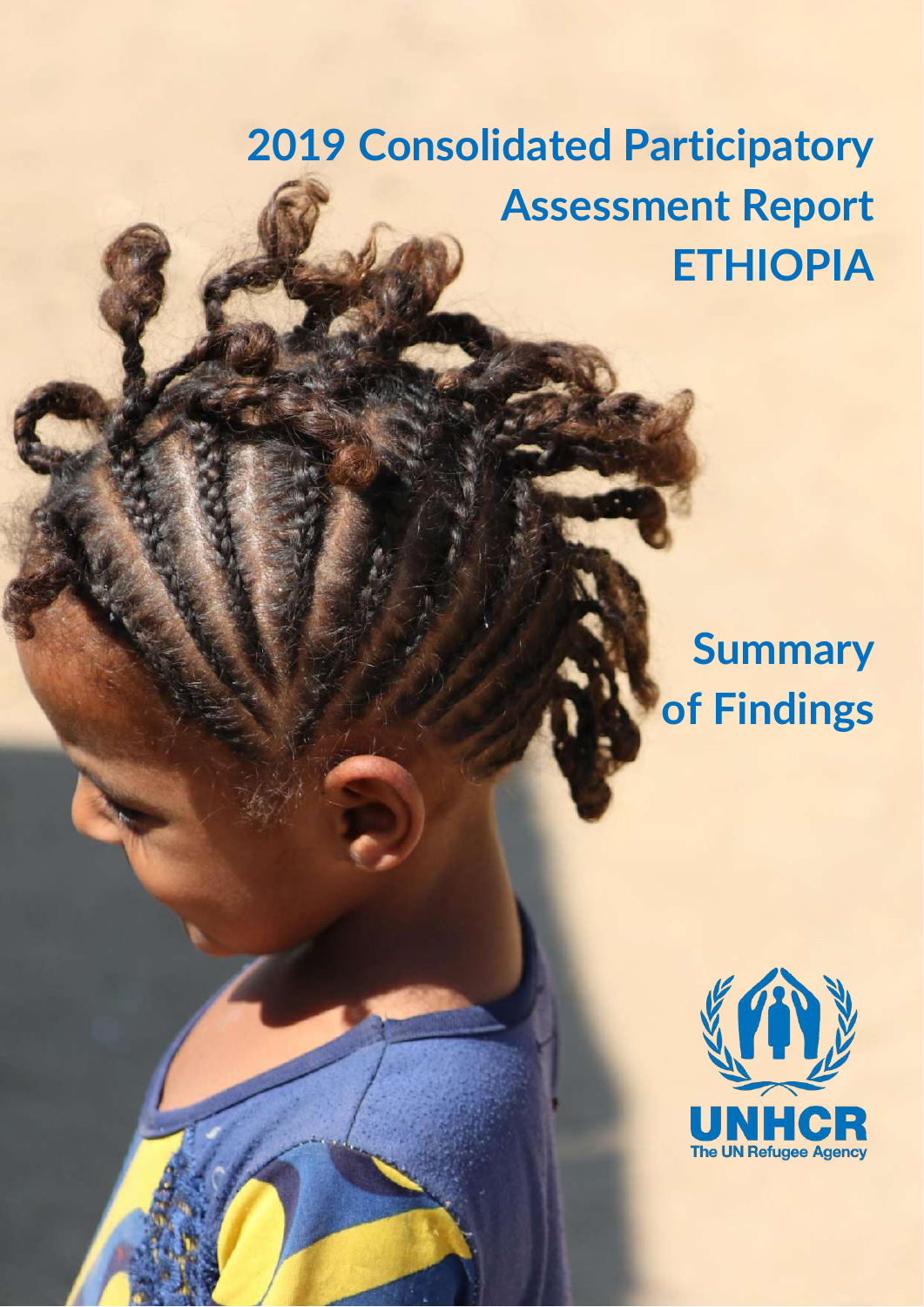# 2019 Consolidated Participatory Assessment Report ETHIOPIA

## Summary of Findings

UNHCR
The UN Refugee Agency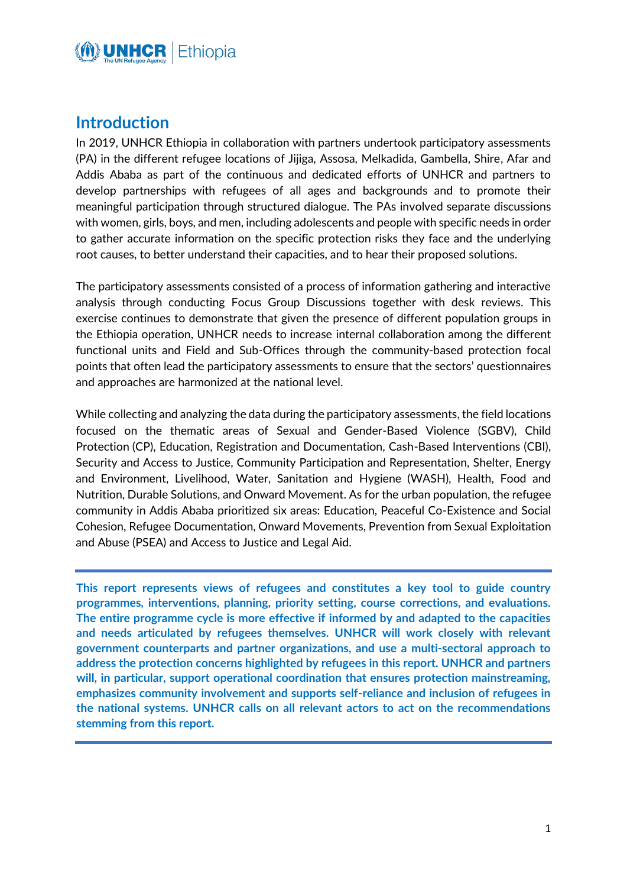## Introduction

In 2019, UNHCR Ethiopia in collaboration with partners undertook participatory assessments (PA) in the different refugee locations of Jijiga, Assosa, Melkadida, Gambella, Shire, Afar and Addis Ababa as part of the continuous and dedicated efforts of UNHCR and partners to develop partnerships with refugees of all ages and backgrounds and to promote their meaningful participation through structured dialogue. The PAs involved separate discussions with women, girls, boys, and men, including adolescents and people with specific needs in order to gather accurate information on the specific protection risks they face and the underlying root causes, to better understand their capacities, and to hear their proposed solutions.

The participatory assessments consisted of a process of information gathering and interactive analysis through conducting Focus Group Discussions together with desk reviews. This exercise continues to demonstrate that given the presence of different population groups in the Ethiopia operation, UNHCR needs to increase internal collaboration among the different functional units and Field and Sub-Offices through the community-based protection focal points that often lead the participatory assessments to ensure that the sectors' questionnaires and approaches are harmonized at the national level.

While collecting and analyzing the data during the participatory assessments, the field locations focused on the thematic areas of Sexual and Gender-Based Violence (SGBV), Child Protection (CP), Education, Registration and Documentation, Cash-Based Interventions (CBI), Security and Access to Justice, Community Participation and Representation, Shelter, Energy and Environment, Livelihood, Water, Sanitation and Hygiene (WASH), Health, Food and Nutrition, Durable Solutions, and Onward Movement. As for the urban population, the refugee community in Addis Ababa prioritized six areas: Education, Peaceful Co-Existence and Social Cohesion, Refugee Documentation, Onward Movements, Prevention from Sexual Exploitation and Abuse (PSEA) and Access to Justice and Legal Aid.

**This report represents views of refugees and constitutes a key tool to guide country programmes, interventions, planning, priority setting, course corrections, and evaluations. The entire programme cycle is more effective if informed by and adapted to the capacities and needs articulated by refugees themselves. UNHCR will work closely with relevant government counterparts and partner organizations, and use a multi-sectoral approach to address the protection concerns highlighted by refugees in this report. UNHCR and partners will, in particular, support operational coordination that ensures protection mainstreaming, emphasizes community involvement and supports self-reliance and inclusion of refugees in the national systems. UNHCR calls on all relevant actors to act on the recommendations stemming from this report.**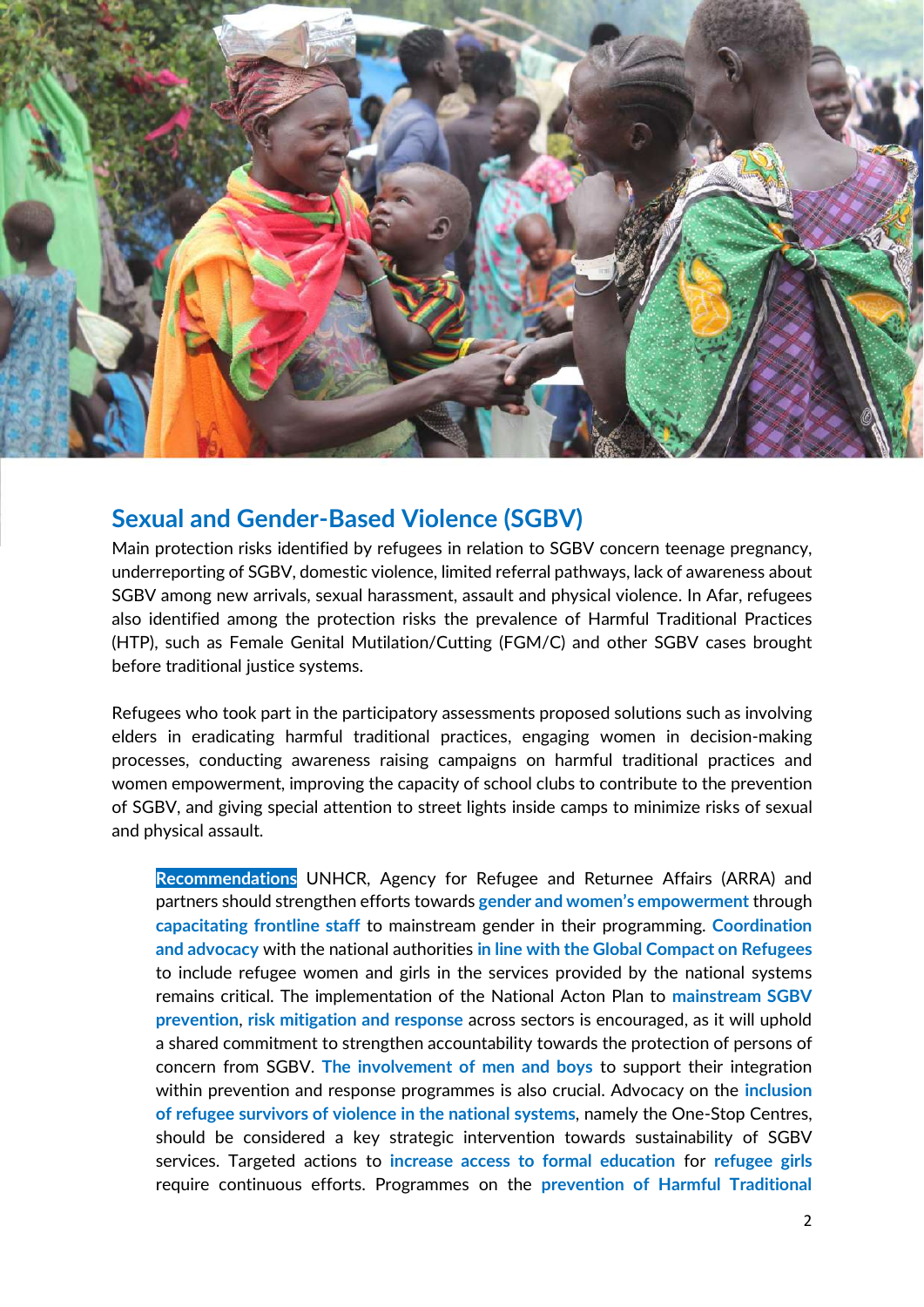## Sexual and Gender-Based Violence (SGBV)

Main protection risks identified by refugees in relation to SGBV concern teenage pregnancy, underreporting of SGBV, domestic violence, limited referral pathways, lack of awareness about SGBV among new arrivals, sexual harassment, assault and physical violence. In Afar, refugees also identified among the protection risks the prevalence of Harmful Traditional Practices (HTP), such as Female Genital Mutilation/Cutting (FGM/C) and other SGBV cases brought before traditional justice systems.

Refugees who took part in the participatory assessments proposed solutions such as involving elders in eradicating harmful traditional practices, engaging women in decision-making processes, conducting awareness raising campaigns on harmful traditional practices and women empowerment, improving the capacity of school clubs to contribute to the prevention of SGBV, and giving special attention to street lights inside camps to minimize risks of sexual and physical assault.

> **Recommendations** UNHCR, Agency for Refugee and Returnee Affairs (ARRA) and partners should strengthen efforts towards **gender and women's empowerment** through **capacitating frontline staff** to mainstream gender in their programming. **Coordination and advocacy** with the national authorities **in line with the Global Compact on Refugees** to include refugee women and girls in the services provided by the national systems remains critical. The implementation of the National Acton Plan to **mainstream SGBV prevention**, **risk mitigation and response** across sectors is encouraged, as it will uphold a shared commitment to strengthen accountability towards the protection of persons of concern from SGBV. **The involvement of men and boys** to support their integration within prevention and response programmes is also crucial. Advocacy on the **inclusion of refugee survivors of violence in the national systems**, namely the One-Stop Centres, should be considered a key strategic intervention towards sustainability of SGBV services. Targeted actions to **increase access to formal education** for **refugee girls** require continuous efforts. Programmes on the **prevention of Harmful Traditional**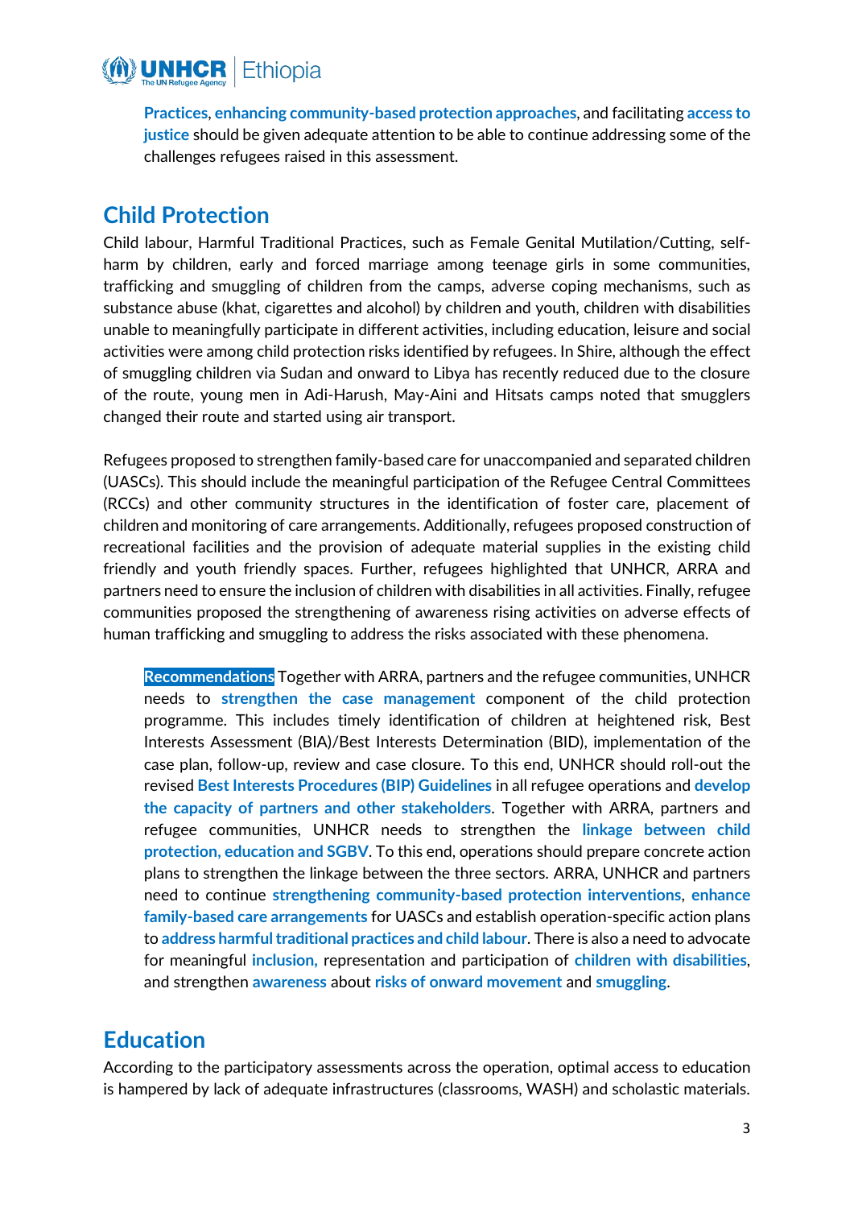**Practices**, **enhancing community-based protection approaches**, and facilitating **access to justice** should be given adequate attention to be able to continue addressing some of the challenges refugees raised in this assessment.

## Child Protection

Child labour, Harmful Traditional Practices, such as Female Genital Mutilation/Cutting, self-harm by children, early and forced marriage among teenage girls in some communities, trafficking and smuggling of children from the camps, adverse coping mechanisms, such as substance abuse (khat, cigarettes and alcohol) by children and youth, children with disabilities unable to meaningfully participate in different activities, including education, leisure and social activities were among child protection risks identified by refugees. In Shire, although the effect of smuggling children via Sudan and onward to Libya has recently reduced due to the closure of the route, young men in Adi-Harush, May-Aini and Hitsats camps noted that smugglers changed their route and started using air transport.

Refugees proposed to strengthen family-based care for unaccompanied and separated children (UASCs). This should include the meaningful participation of the Refugee Central Committees (RCCs) and other community structures in the identification of foster care, placement of children and monitoring of care arrangements. Additionally, refugees proposed construction of recreational facilities and the provision of adequate material supplies in the existing child friendly and youth friendly spaces. Further, refugees highlighted that UNHCR, ARRA and partners need to ensure the inclusion of children with disabilities in all activities. Finally, refugee communities proposed the strengthening of awareness rising activities on adverse effects of human trafficking and smuggling to address the risks associated with these phenomena.

**Recommendations** Together with ARRA, partners and the refugee communities, UNHCR needs to **strengthen the case management** component of the child protection programme. This includes timely identification of children at heightened risk, Best Interests Assessment (BIA)/Best Interests Determination (BID), implementation of the case plan, follow-up, review and case closure. To this end, UNHCR should roll-out the revised **Best Interests Procedures (BIP) Guidelines** in all refugee operations and **develop the capacity of partners and other stakeholders**. Together with ARRA, partners and refugee communities, UNHCR needs to strengthen the **linkage between child protection, education and SGBV**. To this end, operations should prepare concrete action plans to strengthen the linkage between the three sectors. ARRA, UNHCR and partners need to continue **strengthening community-based protection interventions**, **enhance family-based care arrangements** for UASCs and establish operation-specific action plans to **address harmful traditional practices and child labour**. There is also a need to advocate for meaningful **inclusion,** representation and participation of **children with disabilities**, and strengthen **awareness** about **risks of onward movement** and **smuggling**.

## Education

According to the participatory assessments across the operation, optimal access to education is hampered by lack of adequate infrastructures (classrooms, WASH) and scholastic materials.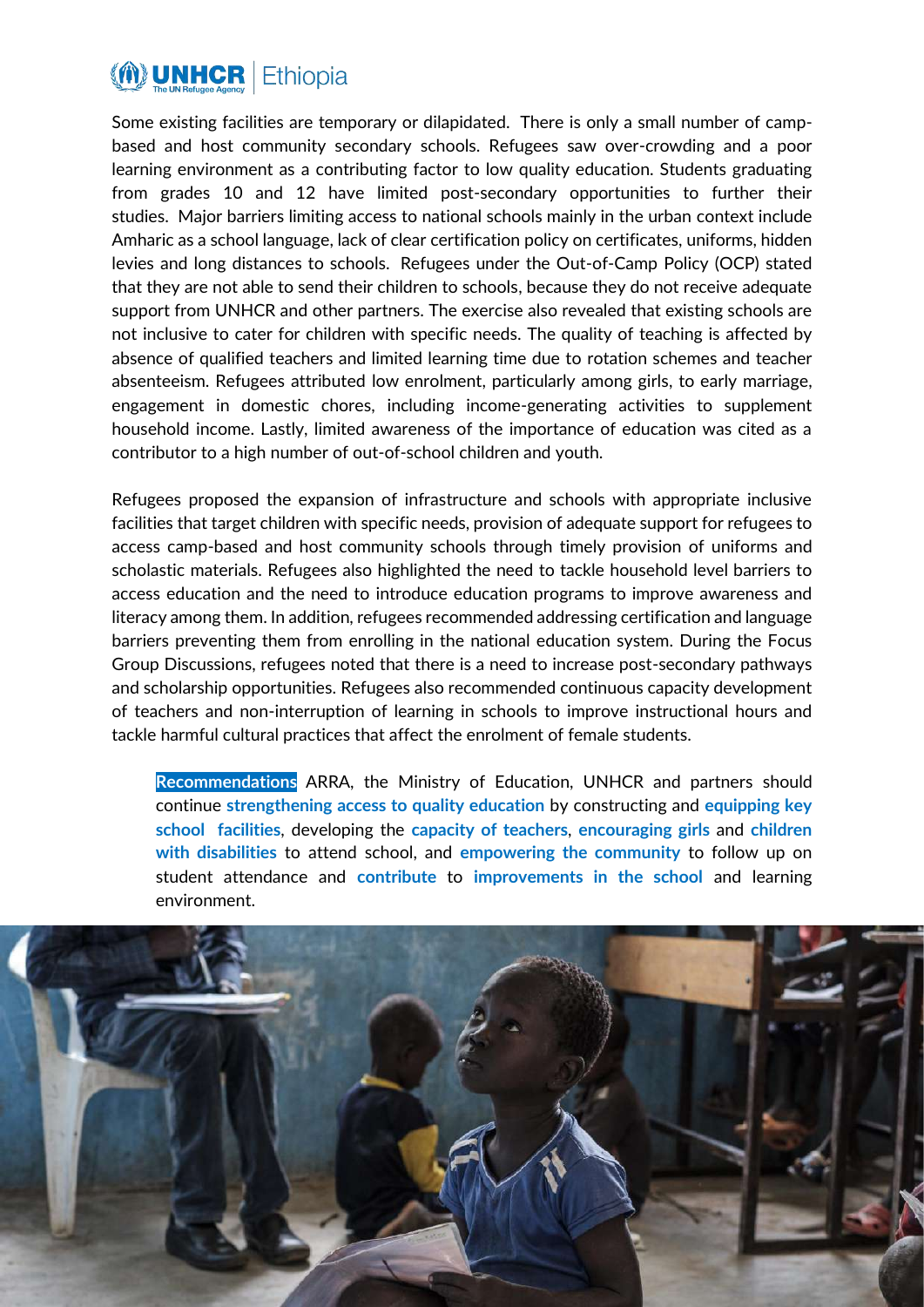Some existing facilities are temporary or dilapidated. There is only a small number of camp-based and host community secondary schools. Refugees saw over-crowding and a poor learning environment as a contributing factor to low quality education. Students graduating from grades 10 and 12 have limited post-secondary opportunities to further their studies. Major barriers limiting access to national schools mainly in the urban context include Amharic as a school language, lack of clear certification policy on certificates, uniforms, hidden levies and long distances to schools. Refugees under the Out-of-Camp Policy (OCP) stated that they are not able to send their children to schools, because they do not receive adequate support from UNHCR and other partners. The exercise also revealed that existing schools are not inclusive to cater for children with specific needs. The quality of teaching is affected by absence of qualified teachers and limited learning time due to rotation schemes and teacher absenteeism. Refugees attributed low enrolment, particularly among girls, to early marriage, engagement in domestic chores, including income-generating activities to supplement household income. Lastly, limited awareness of the importance of education was cited as a contributor to a high number of out-of-school children and youth.

Refugees proposed the expansion of infrastructure and schools with appropriate inclusive facilities that target children with specific needs, provision of adequate support for refugees to access camp-based and host community schools through timely provision of uniforms and scholastic materials. Refugees also highlighted the need to tackle household level barriers to access education and the need to introduce education programs to improve awareness and literacy among them. In addition, refugees recommended addressing certification and language barriers preventing them from enrolling in the national education system. During the Focus Group Discussions, refugees noted that there is a need to increase post-secondary pathways and scholarship opportunities. Refugees also recommended continuous capacity development of teachers and non-interruption of learning in schools to improve instructional hours and tackle harmful cultural practices that affect the enrolment of female students.

**Recommendations** ARRA, the Ministry of Education, UNHCR and partners should continue **strengthening access to quality education** by constructing and **equipping key school facilities**, developing the **capacity of teachers**, **encouraging girls** and **children with disabilities** to attend school, and **empowering the community** to follow up on student attendance and **contribute** to **improvements in the school** and learning environment.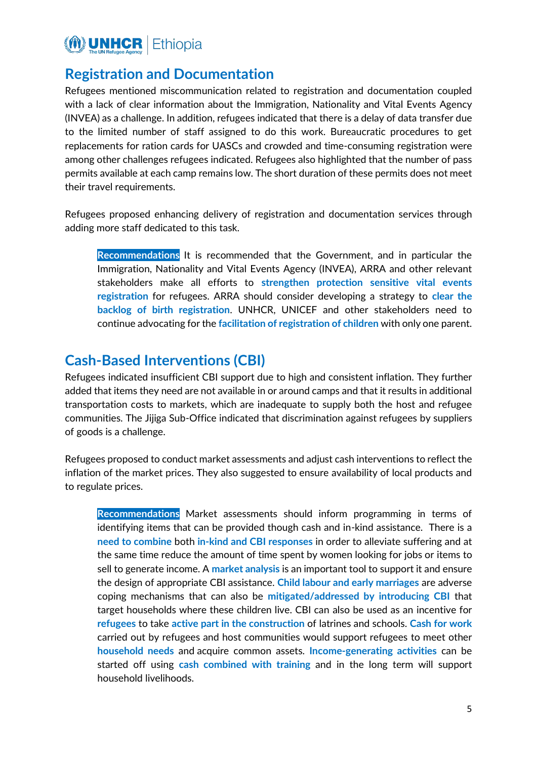## Registration and Documentation

Refugees mentioned miscommunication related to registration and documentation coupled with a lack of clear information about the Immigration, Nationality and Vital Events Agency (INVEA) as a challenge. In addition, refugees indicated that there is a delay of data transfer due to the limited number of staff assigned to do this work. Bureaucratic procedures to get replacements for ration cards for UASCs and crowded and time-consuming registration were among other challenges refugees indicated. Refugees also highlighted that the number of pass permits available at each camp remains low. The short duration of these permits does not meet their travel requirements.

Refugees proposed enhancing delivery of registration and documentation services through adding more staff dedicated to this task.

> **Recommendations** It is recommended that the Government, and in particular the Immigration, Nationality and Vital Events Agency (INVEA), ARRA and other relevant stakeholders make all efforts to **strengthen protection sensitive vital events registration** for refugees. ARRA should consider developing a strategy to **clear the backlog of birth registration**. UNHCR, UNICEF and other stakeholders need to continue advocating for the **facilitation of registration of children** with only one parent.

## Cash-Based Interventions (CBI)

Refugees indicated insufficient CBI support due to high and consistent inflation. They further added that items they need are not available in or around camps and that it results in additional transportation costs to markets, which are inadequate to supply both the host and refugee communities. The Jijiga Sub-Office indicated that discrimination against refugees by suppliers of goods is a challenge.

Refugees proposed to conduct market assessments and adjust cash interventions to reflect the inflation of the market prices. They also suggested to ensure availability of local products and to regulate prices.

> **Recommendations** Market assessments should inform programming in terms of identifying items that can be provided though cash and in-kind assistance. There is a **need to combine** both **in-kind and CBI responses** in order to alleviate suffering and at the same time reduce the amount of time spent by women looking for jobs or items to sell to generate income. A **market analysis** is an important tool to support it and ensure the design of appropriate CBI assistance. **Child labour and early marriages** are adverse coping mechanisms that can also be **mitigated/addressed by introducing CBI** that target households where these children live. CBI can also be used as an incentive for **refugees** to take **active part in the construction** of latrines and schools. **Cash for work** carried out by refugees and host communities would support refugees to meet other **household needs** and acquire common assets. **Income-generating activities** can be started off using **cash combined with training** and in the long term will support household livelihoods.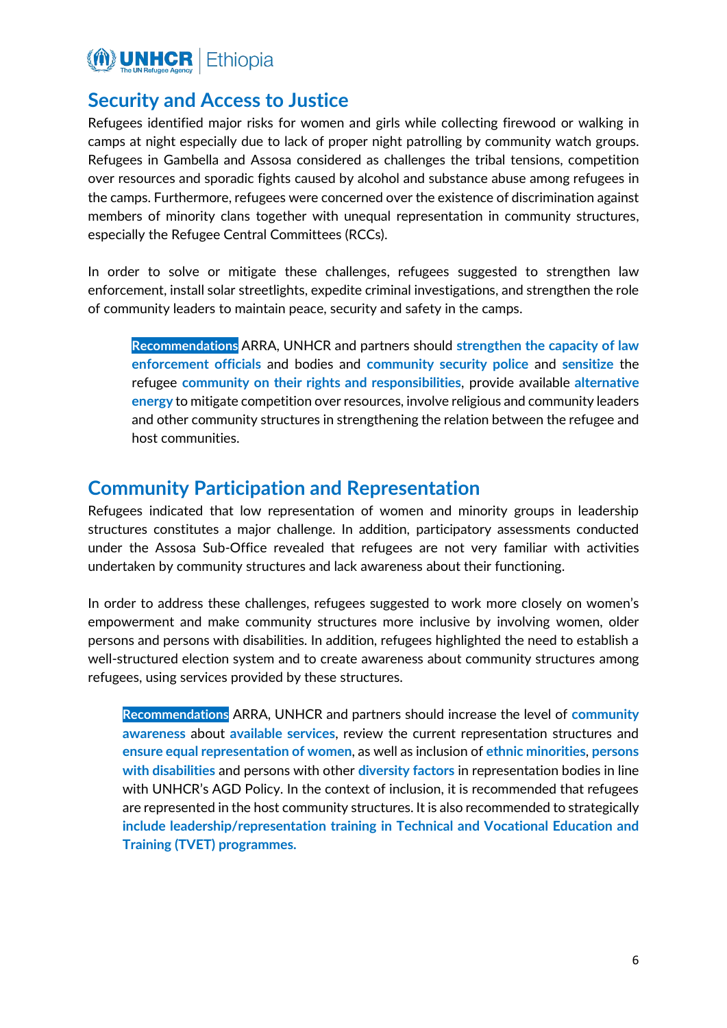## Security and Access to Justice

Refugees identified major risks for women and girls while collecting firewood or walking in camps at night especially due to lack of proper night patrolling by community watch groups. Refugees in Gambella and Assosa considered as challenges the tribal tensions, competition over resources and sporadic fights caused by alcohol and substance abuse among refugees in the camps. Furthermore, refugees were concerned over the existence of discrimination against members of minority clans together with unequal representation in community structures, especially the Refugee Central Committees (RCCs).

In order to solve or mitigate these challenges, refugees suggested to strengthen law enforcement, install solar streetlights, expedite criminal investigations, and strengthen the role of community leaders to maintain peace, security and safety in the camps.

> **Recommendations** ARRA, UNHCR and partners should **strengthen the capacity of law enforcement officials** and bodies and **community security police** and **sensitize** the refugee **community on their rights and responsibilities**, provide available **alternative energy** to mitigate competition over resources, involve religious and community leaders and other community structures in strengthening the relation between the refugee and host communities.

## Community Participation and Representation

Refugees indicated that low representation of women and minority groups in leadership structures constitutes a major challenge. In addition, participatory assessments conducted under the Assosa Sub-Office revealed that refugees are not very familiar with activities undertaken by community structures and lack awareness about their functioning.

In order to address these challenges, refugees suggested to work more closely on women's empowerment and make community structures more inclusive by involving women, older persons and persons with disabilities. In addition, refugees highlighted the need to establish a well-structured election system and to create awareness about community structures among refugees, using services provided by these structures.

> **Recommendations** ARRA, UNHCR and partners should increase the level of **community awareness** about **available services**, review the current representation structures and **ensure equal representation of women**, as well as inclusion of **ethnic minorities**, **persons with disabilities** and persons with other **diversity factors** in representation bodies in line with UNHCR's AGD Policy. In the context of inclusion, it is recommended that refugees are represented in the host community structures. It is also recommended to strategically **include leadership/representation training in Technical and Vocational Education and Training (TVET) programmes.**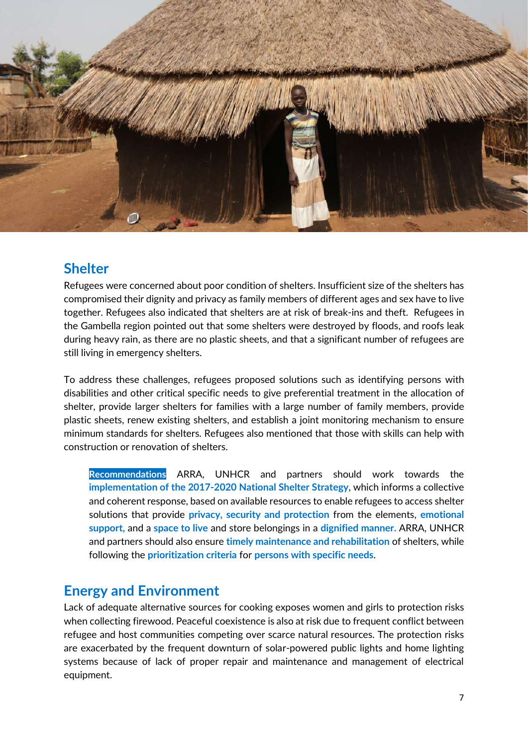## Shelter

Refugees were concerned about poor condition of shelters. Insufficient size of the shelters has compromised their dignity and privacy as family members of different ages and sex have to live together. Refugees also indicated that shelters are at risk of break-ins and theft. Refugees in the Gambella region pointed out that some shelters were destroyed by floods, and roofs leak during heavy rain, as there are no plastic sheets, and that a significant number of refugees are still living in emergency shelters.

To address these challenges, refugees proposed solutions such as identifying persons with disabilities and other critical specific needs to give preferential treatment in the allocation of shelter, provide larger shelters for families with a large number of family members, provide plastic sheets, renew existing shelters, and establish a joint monitoring mechanism to ensure minimum standards for shelters. Refugees also mentioned that those with skills can help with construction or renovation of shelters.

> **Recommendations** ARRA, UNHCR and partners should work towards the **implementation of the 2017-2020 National Shelter Strategy**, which informs a collective and coherent response, based on available resources to enable refugees to access shelter solutions that provide **privacy, security and protection** from the elements, **emotional support,** and a **space to live** and store belongings in a **dignified manner.** ARRA, UNHCR and partners should also ensure **timely maintenance and rehabilitation** of shelters, while following the **prioritization criteria** for **persons with specific needs**.

## Energy and Environment

Lack of adequate alternative sources for cooking exposes women and girls to protection risks when collecting firewood. Peaceful coexistence is also at risk due to frequent conflict between refugee and host communities competing over scarce natural resources. The protection risks are exacerbated by the frequent downturn of solar-powered public lights and home lighting systems because of lack of proper repair and maintenance and management of electrical equipment.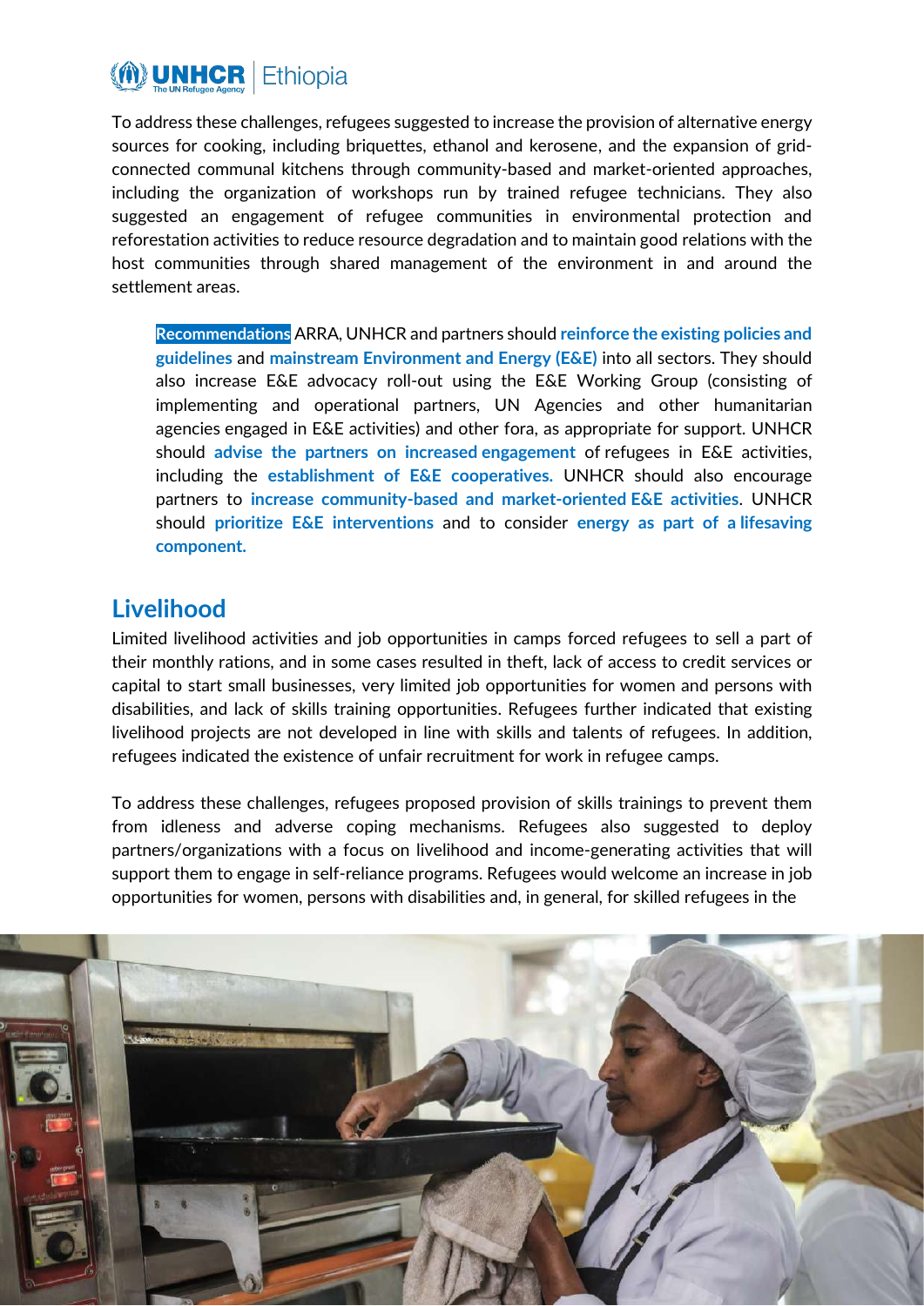To address these challenges, refugees suggested to increase the provision of alternative energy sources for cooking, including briquettes, ethanol and kerosene, and the expansion of grid-connected communal kitchens through community-based and market-oriented approaches, including the organization of workshops run by trained refugee technicians. They also suggested an engagement of refugee communities in environmental protection and reforestation activities to reduce resource degradation and to maintain good relations with the host communities through shared management of the environment in and around the settlement areas.

> **Recommendations** ARRA, UNHCR and partners should **reinforce the existing policies and guidelines** and **mainstream Environment and Energy (E&E)** into all sectors. They should also increase E&E advocacy roll-out using the E&E Working Group (consisting of implementing and operational partners, UN Agencies and other humanitarian agencies engaged in E&E activities) and other fora, as appropriate for support. UNHCR should **advise the partners on increased engagement** of refugees in E&E activities, including the **establishment of E&E cooperatives.** UNHCR should also encourage partners to **increase community-based and market-oriented E&E activities**. UNHCR should **prioritize E&E interventions** and to consider **energy as part of a lifesaving component.**

## Livelihood

Limited livelihood activities and job opportunities in camps forced refugees to sell a part of their monthly rations, and in some cases resulted in theft, lack of access to credit services or capital to start small businesses, very limited job opportunities for women and persons with disabilities, and lack of skills training opportunities. Refugees further indicated that existing livelihood projects are not developed in line with skills and talents of refugees. In addition, refugees indicated the existence of unfair recruitment for work in refugee camps.

To address these challenges, refugees proposed provision of skills trainings to prevent them from idleness and adverse coping mechanisms. Refugees also suggested to deploy partners/organizations with a focus on livelihood and income-generating activities that will support them to engage in self-reliance programs. Refugees would welcome an increase in job opportunities for women, persons with disabilities and, in general, for skilled refugees in the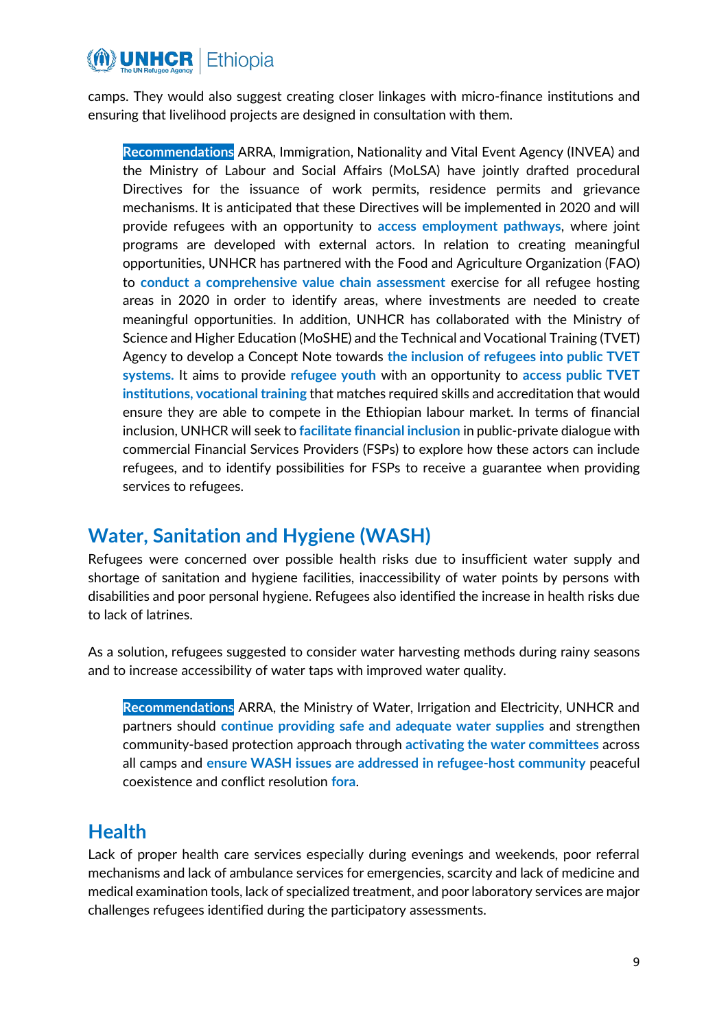camps. They would also suggest creating closer linkages with micro-finance institutions and ensuring that livelihood projects are designed in consultation with them.

> **Recommendations** ARRA, Immigration, Nationality and Vital Event Agency (INVEA) and the Ministry of Labour and Social Affairs (MoLSA) have jointly drafted procedural Directives for the issuance of work permits, residence permits and grievance mechanisms. It is anticipated that these Directives will be implemented in 2020 and will provide refugees with an opportunity to **access employment pathways**, where joint programs are developed with external actors. In relation to creating meaningful opportunities, UNHCR has partnered with the Food and Agriculture Organization (FAO) to **conduct a comprehensive value chain assessment** exercise for all refugee hosting areas in 2020 in order to identify areas, where investments are needed to create meaningful opportunities. In addition, UNHCR has collaborated with the Ministry of Science and Higher Education (MoSHE) and the Technical and Vocational Training (TVET) Agency to develop a Concept Note towards **the inclusion of refugees into public TVET systems.** It aims to provide **refugee youth** with an opportunity to **access public TVET institutions, vocational training** that matches required skills and accreditation that would ensure they are able to compete in the Ethiopian labour market. In terms of financial inclusion, UNHCR will seek to **facilitate financial inclusion** in public-private dialogue with commercial Financial Services Providers (FSPs) to explore how these actors can include refugees, and to identify possibilities for FSPs to receive a guarantee when providing services to refugees.

## Water, Sanitation and Hygiene (WASH)

Refugees were concerned over possible health risks due to insufficient water supply and shortage of sanitation and hygiene facilities, inaccessibility of water points by persons with disabilities and poor personal hygiene. Refugees also identified the increase in health risks due to lack of latrines.

As a solution, refugees suggested to consider water harvesting methods during rainy seasons and to increase accessibility of water taps with improved water quality.

> **Recommendations** ARRA, the Ministry of Water, Irrigation and Electricity, UNHCR and partners should **continue providing safe and adequate water supplies** and strengthen community-based protection approach through **activating the water committees** across all camps and **ensure WASH issues are addressed in refugee-host community** peaceful coexistence and conflict resolution **fora**.

## Health

Lack of proper health care services especially during evenings and weekends, poor referral mechanisms and lack of ambulance services for emergencies, scarcity and lack of medicine and medical examination tools, lack of specialized treatment, and poor laboratory services are major challenges refugees identified during the participatory assessments.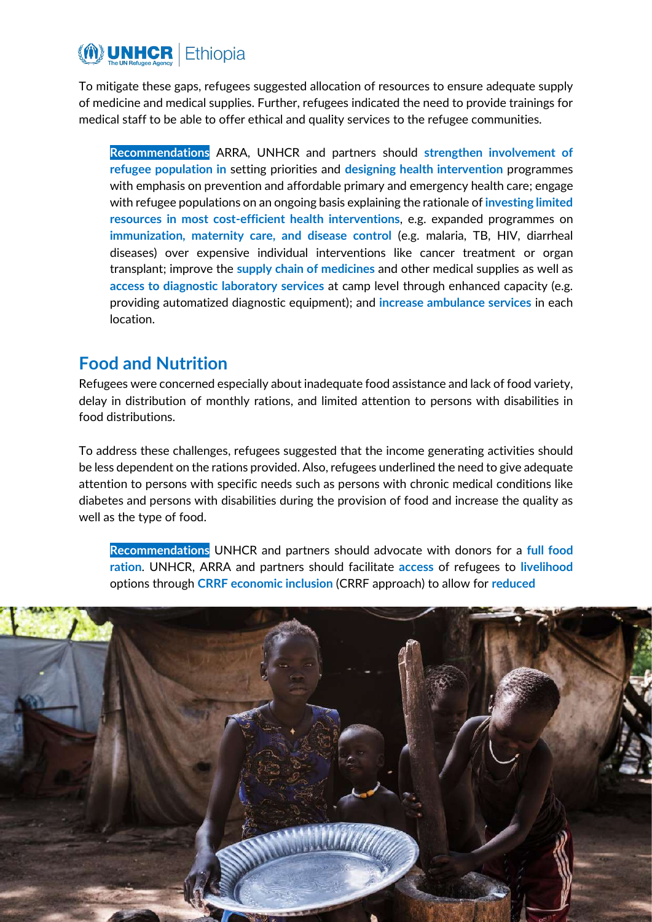To mitigate these gaps, refugees suggested allocation of resources to ensure adequate supply of medicine and medical supplies. Further, refugees indicated the need to provide trainings for medical staff to be able to offer ethical and quality services to the refugee communities.

> **Recommendations** ARRA, UNHCR and partners should **strengthen involvement of refugee population in** setting priorities and **designing health intervention** programmes with emphasis on prevention and affordable primary and emergency health care; engage with refugee populations on an ongoing basis explaining the rationale of **investing limited resources in most cost-efficient health interventions**, e.g. expanded programmes on **immunization, maternity care, and disease control** (e.g. malaria, TB, HIV, diarrheal diseases) over expensive individual interventions like cancer treatment or organ transplant; improve the **supply chain of medicines** and other medical supplies as well as **access to diagnostic laboratory services** at camp level through enhanced capacity (e.g. providing automatized diagnostic equipment); and **increase ambulance services** in each location.

## Food and Nutrition

Refugees were concerned especially about inadequate food assistance and lack of food variety, delay in distribution of monthly rations, and limited attention to persons with disabilities in food distributions.

To address these challenges, refugees suggested that the income generating activities should be less dependent on the rations provided. Also, refugees underlined the need to give adequate attention to persons with specific needs such as persons with chronic medical conditions like diabetes and persons with disabilities during the provision of food and increase the quality as well as the type of food.

> **Recommendations** UNHCR and partners should advocate with donors for a **full food ration**. UNHCR, ARRA and partners should facilitate **access** of refugees to **livelihood** options through **CRRF economic inclusion** (CRRF approach) to allow for **reduced**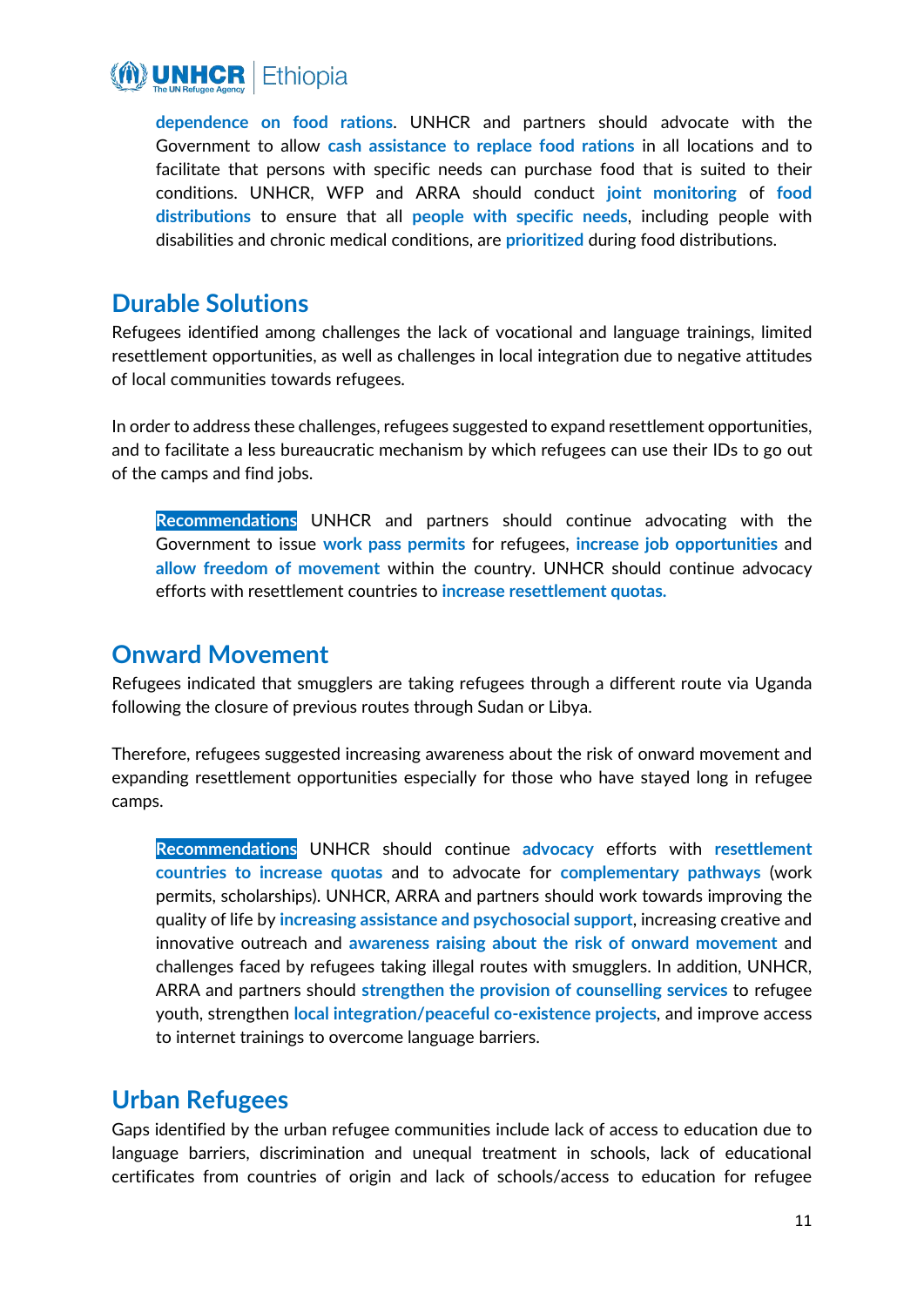dependence on food rations. UNHCR and partners should advocate with the Government to allow cash assistance to replace food rations in all locations and to facilitate that persons with specific needs can purchase food that is suited to their conditions. UNHCR, WFP and ARRA should conduct joint monitoring of food distributions to ensure that all people with specific needs, including people with disabilities and chronic medical conditions, are prioritized during food distributions.

## Durable Solutions

Refugees identified among challenges the lack of vocational and language trainings, limited resettlement opportunities, as well as challenges in local integration due to negative attitudes of local communities towards refugees.

In order to address these challenges, refugees suggested to expand resettlement opportunities, and to facilitate a less bureaucratic mechanism by which refugees can use their IDs to go out of the camps and find jobs.

> **Recommendations** UNHCR and partners should continue advocating with the Government to issue work pass permits for refugees, increase job opportunities and allow freedom of movement within the country. UNHCR should continue advocacy efforts with resettlement countries to increase resettlement quotas.

## Onward Movement

Refugees indicated that smugglers are taking refugees through a different route via Uganda following the closure of previous routes through Sudan or Libya.

Therefore, refugees suggested increasing awareness about the risk of onward movement and expanding resettlement opportunities especially for those who have stayed long in refugee camps.

> **Recommendations** UNHCR should continue advocacy efforts with resettlement countries to increase quotas and to advocate for complementary pathways (work permits, scholarships). UNHCR, ARRA and partners should work towards improving the quality of life by increasing assistance and psychosocial support, increasing creative and innovative outreach and awareness raising about the risk of onward movement and challenges faced by refugees taking illegal routes with smugglers. In addition, UNHCR, ARRA and partners should strengthen the provision of counselling services to refugee youth, strengthen local integration/peaceful co-existence projects, and improve access to internet trainings to overcome language barriers.

## Urban Refugees

Gaps identified by the urban refugee communities include lack of access to education due to language barriers, discrimination and unequal treatment in schools, lack of educational certificates from countries of origin and lack of schools/access to education for refugee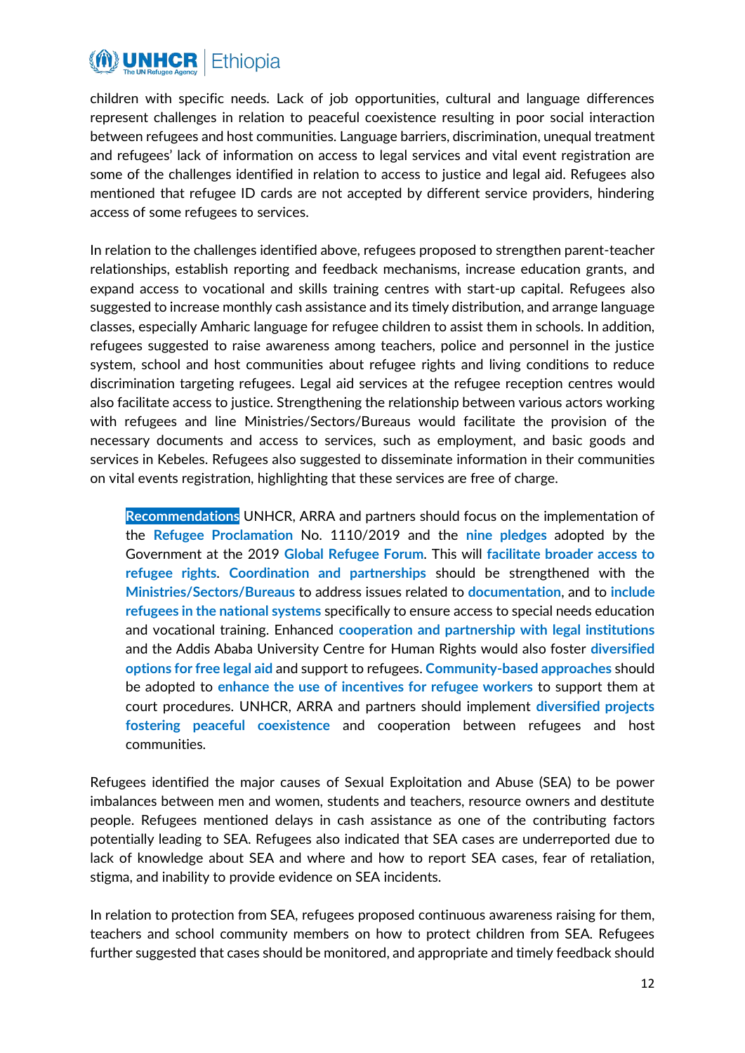children with specific needs. Lack of job opportunities, cultural and language differences represent challenges in relation to peaceful coexistence resulting in poor social interaction between refugees and host communities. Language barriers, discrimination, unequal treatment and refugees' lack of information on access to legal services and vital event registration are some of the challenges identified in relation to access to justice and legal aid. Refugees also mentioned that refugee ID cards are not accepted by different service providers, hindering access of some refugees to services.

In relation to the challenges identified above, refugees proposed to strengthen parent-teacher relationships, establish reporting and feedback mechanisms, increase education grants, and expand access to vocational and skills training centres with start-up capital. Refugees also suggested to increase monthly cash assistance and its timely distribution, and arrange language classes, especially Amharic language for refugee children to assist them in schools. In addition, refugees suggested to raise awareness among teachers, police and personnel in the justice system, school and host communities about refugee rights and living conditions to reduce discrimination targeting refugees. Legal aid services at the refugee reception centres would also facilitate access to justice. Strengthening the relationship between various actors working with refugees and line Ministries/Sectors/Bureaus would facilitate the provision of the necessary documents and access to services, such as employment, and basic goods and services in Kebeles. Refugees also suggested to disseminate information in their communities on vital events registration, highlighting that these services are free of charge.

> **Recommendations** UNHCR, ARRA and partners should focus on the implementation of the **Refugee Proclamation** No. 1110/2019 and the **nine pledges** adopted by the Government at the 2019 **Global Refugee Forum**. This will **facilitate broader access to refugee rights**. **Coordination and partnerships** should be strengthened with the **Ministries/Sectors/Bureaus** to address issues related to **documentation**, and to **include refugees in the national systems** specifically to ensure access to special needs education and vocational training. Enhanced **cooperation and partnership with legal institutions** and the Addis Ababa University Centre for Human Rights would also foster **diversified options for free legal aid** and support to refugees. **Community-based approaches** should be adopted to **enhance the use of incentives for refugee workers** to support them at court procedures. UNHCR, ARRA and partners should implement **diversified projects fostering peaceful coexistence** and cooperation between refugees and host communities.

Refugees identified the major causes of Sexual Exploitation and Abuse (SEA) to be power imbalances between men and women, students and teachers, resource owners and destitute people. Refugees mentioned delays in cash assistance as one of the contributing factors potentially leading to SEA. Refugees also indicated that SEA cases are underreported due to lack of knowledge about SEA and where and how to report SEA cases, fear of retaliation, stigma, and inability to provide evidence on SEA incidents.

In relation to protection from SEA, refugees proposed continuous awareness raising for them, teachers and school community members on how to protect children from SEA. Refugees further suggested that cases should be monitored, and appropriate and timely feedback should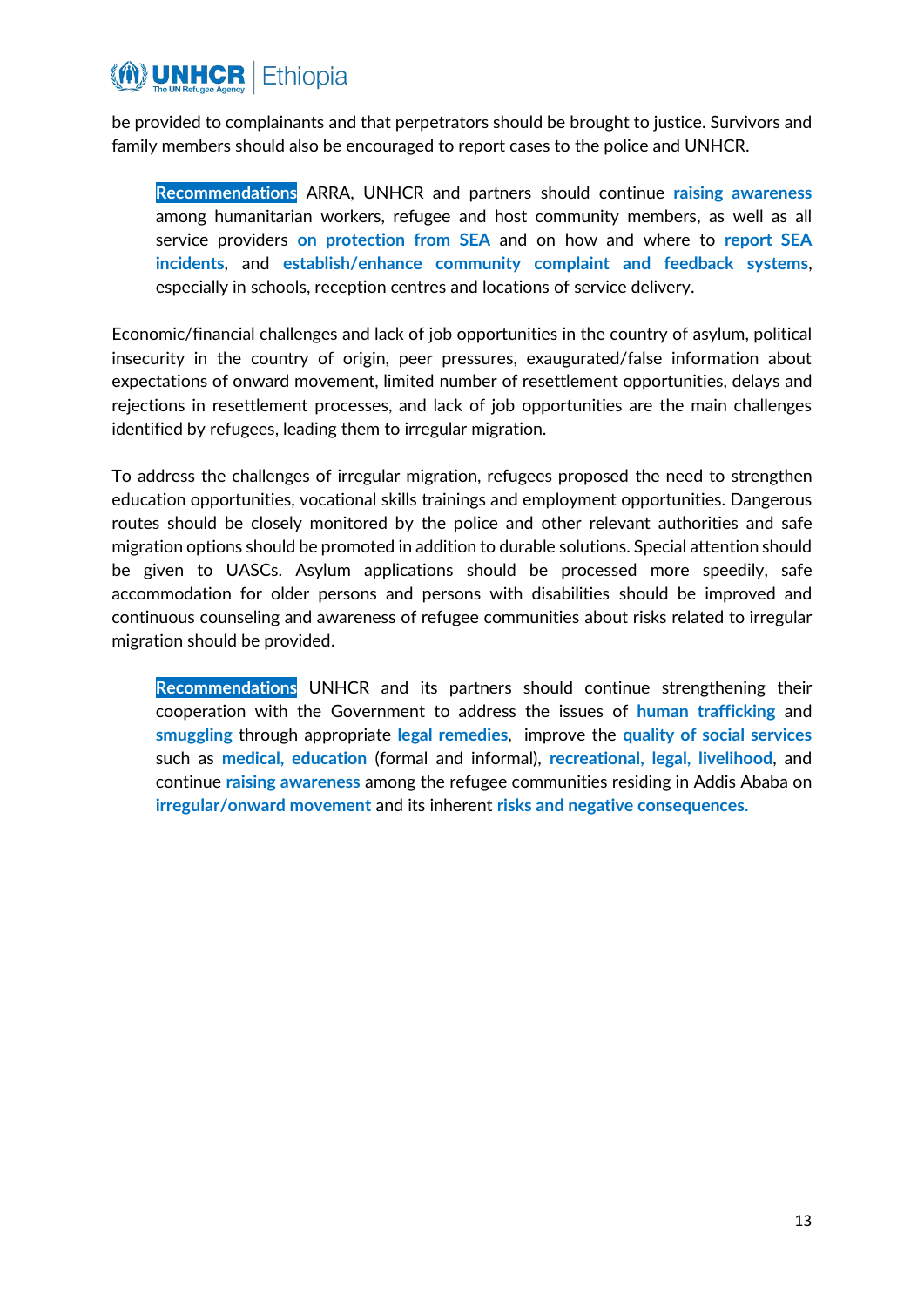be provided to complainants and that perpetrators should be brought to justice. Survivors and family members should also be encouraged to report cases to the police and UNHCR.

> **Recommendations** ARRA, UNHCR and partners should continue **raising awareness** among humanitarian workers, refugee and host community members, as well as all service providers **on protection from SEA** and on how and where to **report SEA incidents**, and **establish/enhance community complaint and feedback systems**, especially in schools, reception centres and locations of service delivery.

Economic/financial challenges and lack of job opportunities in the country of asylum, political insecurity in the country of origin, peer pressures, exaugurated/false information about expectations of onward movement, limited number of resettlement opportunities, delays and rejections in resettlement processes, and lack of job opportunities are the main challenges identified by refugees, leading them to irregular migration.

To address the challenges of irregular migration, refugees proposed the need to strengthen education opportunities, vocational skills trainings and employment opportunities. Dangerous routes should be closely monitored by the police and other relevant authorities and safe migration options should be promoted in addition to durable solutions. Special attention should be given to UASCs. Asylum applications should be processed more speedily, safe accommodation for older persons and persons with disabilities should be improved and continuous counseling and awareness of refugee communities about risks related to irregular migration should be provided.

> **Recommendations** UNHCR and its partners should continue strengthening their cooperation with the Government to address the issues of **human trafficking** and **smuggling** through appropriate **legal remedies**, improve the **quality of social services** such as **medical, education** (formal and informal), **recreational, legal, livelihood**, and continue **raising awareness** among the refugee communities residing in Addis Ababa on **irregular/onward movement** and its inherent **risks and negative consequences.**